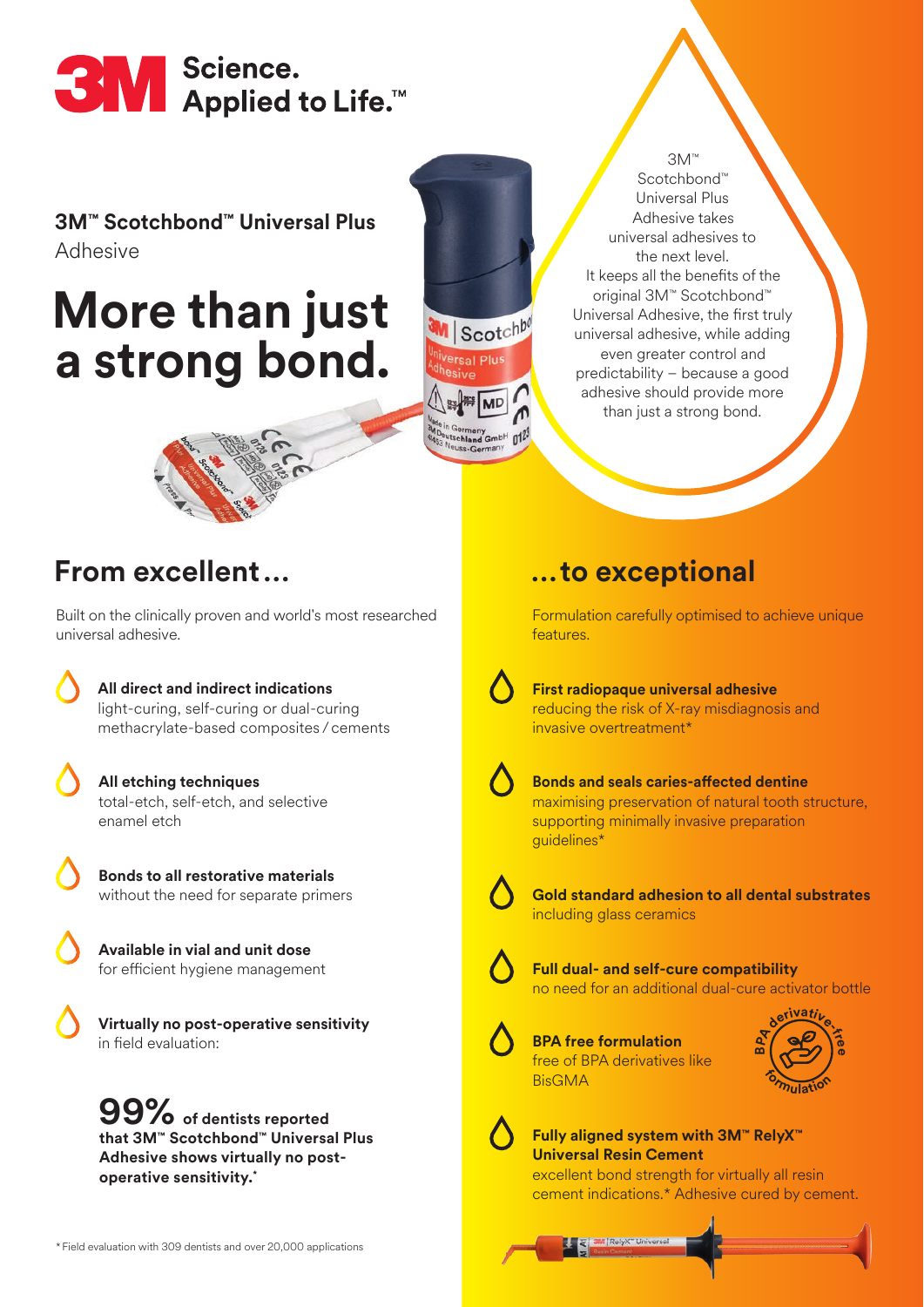# 3M Science. Applied to Life.™

**3M™ Scotchbond™ Universal Plus**
Adhesive

# More than just a strong bond.

3M™ Scotchbond™ Universal Plus Adhesive takes universal adhesives to the next level. It keeps all the benefits of the original 3M™ Scotchbond™ Universal Adhesive, the first truly universal adhesive, while adding even greater control and predictability – because a good adhesive should provide more than just a strong bond.

## From excellent…

Built on the clinically proven and world's most researched universal adhesive.

- **All direct and indirect indications**
  light-curing, self-curing or dual-curing methacrylate-based composites / cements
- **All etching techniques**
  total-etch, self-etch, and selective enamel etch
- **Bonds to all restorative materials**
  without the need for separate primers
- **Available in vial and unit dose**
  for efficient hygiene management
- **Virtually no post-operative sensitivity**
  in field evaluation:

**99%** **of dentists reported that 3M™ Scotchbond™ Universal Plus Adhesive shows virtually no post-operative sensitivity.***

## …to exceptional

Formulation carefully optimised to achieve unique features.

- **First radiopaque universal adhesive**
  reducing the risk of X-ray misdiagnosis and invasive overtreatment*
- **Bonds and seals caries-affected dentine**
  maximising preservation of natural tooth structure, supporting minimally invasive preparation guidelines*
- **Gold standard adhesion to all dental substrates**
  including glass ceramics
- **Full dual- and self-cure compatibility**
  no need for an additional dual-cure activator bottle
- **BPA free formulation**
  free of BPA derivatives like BisGMA
- **Fully aligned system with 3M™ RelyX™ Universal Resin Cement**
  excellent bond strength for virtually all resin cement indications.* Adhesive cured by cement.

*Field evaluation with 309 dentists and over 20,000 applications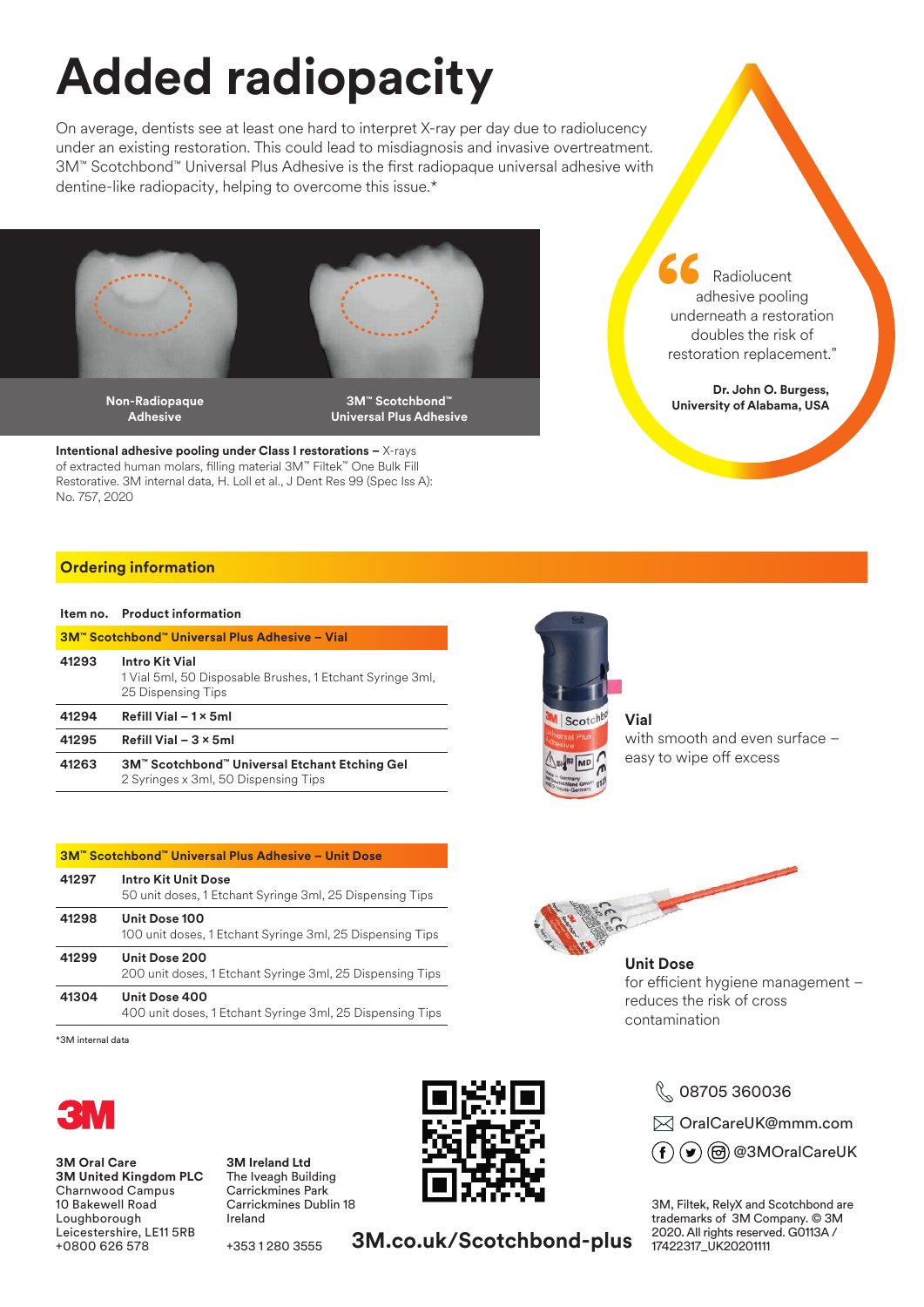# Added radiopacity

On average, dentists see at least one hard to interpret X-ray per day due to radiolucency under an existing restoration. This could lead to misdiagnosis and invasive overtreatment. 3M™ Scotchbond™ Universal Plus Adhesive is the first radiopaque universal adhesive with dentine-like radiopacity, helping to overcome this issue.*

**Non-Radiopaque Adhesive** | **3M™ Scotchbond™ Universal Plus Adhesive**

**Intentional adhesive pooling under Class I restorations –** X-rays of extracted human molars, filling material 3M™ Filtek™ One Bulk Fill Restorative. 3M internal data, H. Loll et al., J Dent Res 99 (Spec Iss A): No. 757, 2020

> "Radiolucent adhesive pooling underneath a restoration doubles the risk of restoration replacement."
>
> **Dr. John O. Burgess, University of Alabama, USA**

## Ordering information

| Item no. | Product information |
|---|---|
| | **3M™ Scotchbond™ Universal Plus Adhesive – Vial** |
| 41293 | **Intro Kit Vial** 1 Vial 5ml, 50 Disposable Brushes, 1 Etchant Syringe 3ml, 25 Dispensing Tips |
| 41294 | **Refill Vial – 1 × 5ml** |
| 41295 | **Refill Vial – 3 × 5ml** |
| 41263 | **3M™ Scotchbond™ Universal Etchant Etching Gel** 2 Syringes x 3ml, 50 Dispensing Tips |

**Vial**
with smooth and even surface – easy to wipe off excess

| | **3M™ Scotchbond™ Universal Plus Adhesive – Unit Dose** |
|---|---|
| 41297 | **Intro Kit Unit Dose** 50 unit doses, 1 Etchant Syringe 3ml, 25 Dispensing Tips |
| 41298 | **Unit Dose 100** 100 unit doses, 1 Etchant Syringe 3ml, 25 Dispensing Tips |
| 41299 | **Unit Dose 200** 200 unit doses, 1 Etchant Syringe 3ml, 25 Dispensing Tips |
| 41304 | **Unit Dose 400** 400 unit doses, 1 Etchant Syringe 3ml, 25 Dispensing Tips |

**Unit Dose**
for efficient hygiene management – reduces the risk of cross contamination

*3M internal data

**3M Oral Care**
**3M United Kingdom PLC**
Charnwood Campus
10 Bakewell Road
Loughborough
Leicestershire, LE11 5RB
+0800 626 578

**3M Ireland Ltd**
The Iveagh Building
Carrickmines Park
Carrickmines Dublin 18
Ireland

+353 1 280 3555

**3M.co.uk/Scotchbond-plus**

08705 360036
OralCareUK@mmm.com
@3MOralCareUK

3M, Filtek, RelyX and Scotchbond are trademarks of 3M Company. © 3M 2020. All rights reserved. G0113A / 17422317_UK20201111